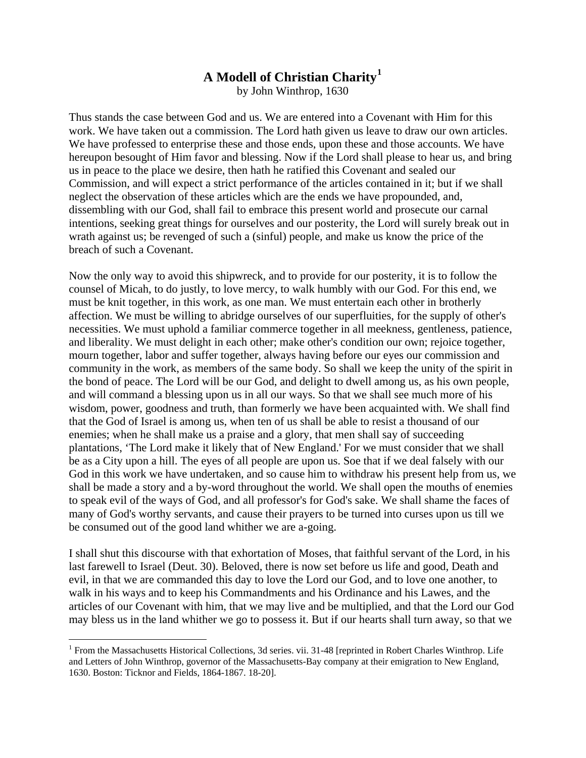# A Modell of Christian Charity[1]

by John Winthrop, 1630

Thus stands the case between God and us. We are entered into a Covenant with Him for this work. We have taken out a commission. The Lord hath given us leave to draw our own articles. We have professed to enterprise these and those ends, upon these and those accounts. We have hereupon besought of Him favor and blessing. Now if the Lord shall please to hear us, and bring us in peace to the place we desire, then hath he ratified this Covenant and sealed our Commission, and will expect a strict performance of the articles contained in it; but if we shall neglect the observation of these articles which are the ends we have propounded, and, dissembling with our God, shall fail to embrace this present world and prosecute our carnal intentions, seeking great things for ourselves and our posterity, the Lord will surely break out in wrath against us; be revenged of such a (sinful) people, and make us know the price of the breach of such a Covenant.

Now the only way to avoid this shipwreck, and to provide for our posterity, it is to follow the counsel of Micah, to do justly, to love mercy, to walk humbly with our God. For this end, we must be knit together, in this work, as one man. We must entertain each other in brotherly affection. We must be willing to abridge ourselves of our superfluities, for the supply of other's necessities. We must uphold a familiar commerce together in all meekness, gentleness, patience, and liberality. We must delight in each other; make other's condition our own; rejoice together, mourn together, labor and suffer together, always having before our eyes our commission and community in the work, as members of the same body. So shall we keep the unity of the spirit in the bond of peace. The Lord will be our God, and delight to dwell among us, as his own people, and will command a blessing upon us in all our ways. So that we shall see much more of his wisdom, power, goodness and truth, than formerly we have been acquainted with. We shall find that the God of Israel is among us, when ten of us shall be able to resist a thousand of our enemies; when he shall make us a praise and a glory, that men shall say of succeeding plantations, 'The Lord make it likely that of New England.' For we must consider that we shall be as a City upon a hill. The eyes of all people are upon us. Soe that if we deal falsely with our God in this work we have undertaken, and so cause him to withdraw his present help from us, we shall be made a story and a by-word throughout the world. We shall open the mouths of enemies to speak evil of the ways of God, and all professor's for God's sake. We shall shame the faces of many of God's worthy servants, and cause their prayers to be turned into curses upon us till we be consumed out of the good land whither we are a-going.

I shall shut this discourse with that exhortation of Moses, that faithful servant of the Lord, in his last farewell to Israel (Deut. 30). Beloved, there is now set before us life and good, Death and evil, in that we are commanded this day to love the Lord our God, and to love one another, to walk in his ways and to keep his Commandments and his Ordinance and his Lawes, and the articles of our Covenant with him, that we may live and be multiplied, and that the Lord our God may bless us in the land whither we go to possess it. But if our hearts shall turn away, so that we

[1] From the Massachusetts Historical Collections, 3d series. vii. 31-48 [reprinted in Robert Charles Winthrop. Life and Letters of John Winthrop, governor of the Massachusetts-Bay company at their emigration to New England, 1630. Boston: Ticknor and Fields, 1864-1867. 18-20].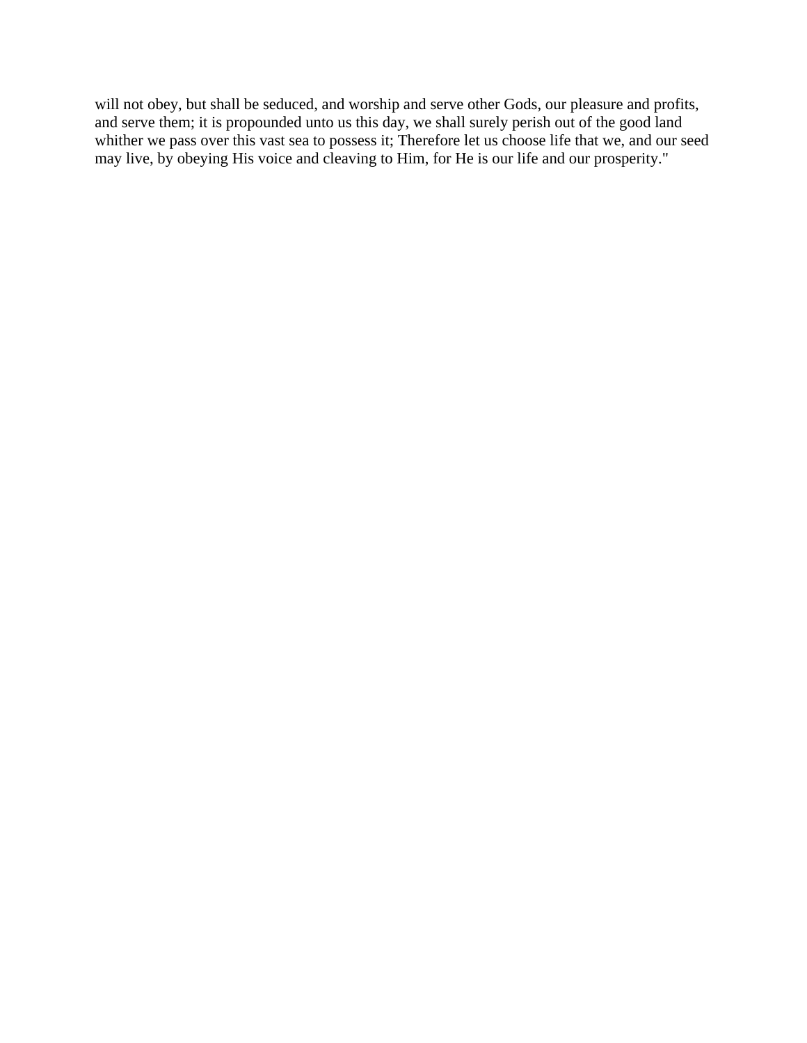will not obey, but shall be seduced, and worship and serve other Gods, our pleasure and profits, and serve them; it is propounded unto us this day, we shall surely perish out of the good land whither we pass over this vast sea to possess it; Therefore let us choose life that we, and our seed may live, by obeying His voice and cleaving to Him, for He is our life and our prosperity."